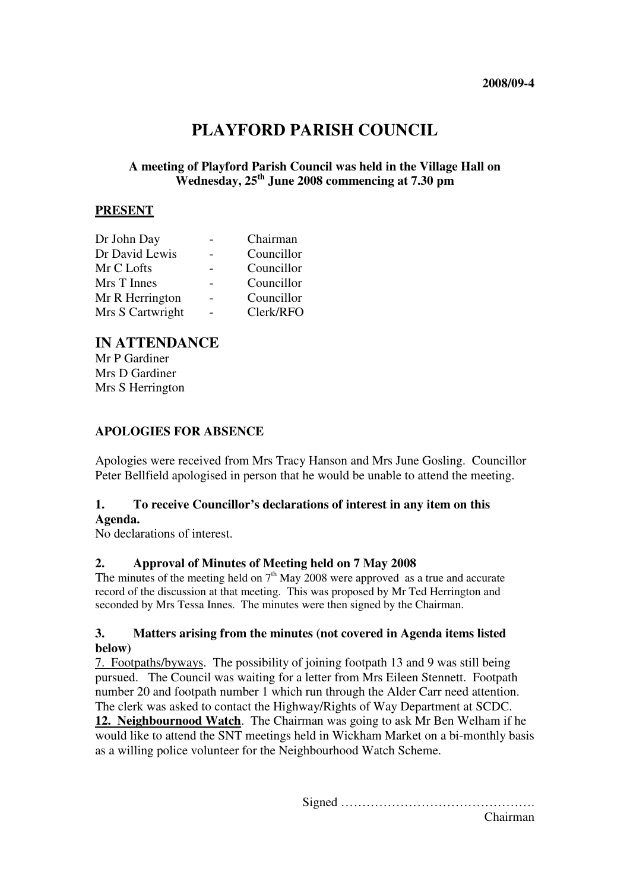**2008/09-4**

# PLAYFORD PARISH COUNCIL

**A meeting of Playford Parish Council was held in the Village Hall on Wednesday, 25th June 2008 commencing at 7.30 pm**

## PRESENT

| | | |
|---|---|---|
| Dr John Day | - | Chairman |
| Dr David Lewis | - | Councillor |
| Mr C Lofts | - | Councillor |
| Mrs T Innes | - | Councillor |
| Mr R Herrington | - | Councillor |
| Mrs S Cartwright | - | Clerk/RFO |

## IN ATTENDANCE

Mr P Gardiner
Mrs D Gardiner
Mrs S Herrington

### APOLOGIES FOR ABSENCE

Apologies were received from Mrs Tracy Hanson and Mrs June Gosling. Councillor Peter Bellfield apologised in person that he would be unable to attend the meeting.

### 1. To receive Councillor's declarations of interest in any item on this Agenda.

No declarations of interest.

### 2. Approval of Minutes of Meeting held on 7 May 2008

The minutes of the meeting held on 7th May 2008 were approved as a true and accurate record of the discussion at that meeting. This was proposed by Mr Ted Herrington and seconded by Mrs Tessa Innes. The minutes were then signed by the Chairman.

### 3. Matters arising from the minutes (not covered in Agenda items listed below)

7. Footpaths/byways. The possibility of joining footpath 13 and 9 was still being pursued. The Council was waiting for a letter from Mrs Eileen Stennett. Footpath number 20 and footpath number 1 which run through the Alder Carr need attention. The clerk was asked to contact the Highway/Rights of Way Department at SCDC.

**12. Neighbournood Watch**. The Chairman was going to ask Mr Ben Welham if he would like to attend the SNT meetings held in Wickham Market on a bi-monthly basis as a willing police volunteer for the Neighbourhood Watch Scheme.

Signed ……………………………………….
Chairman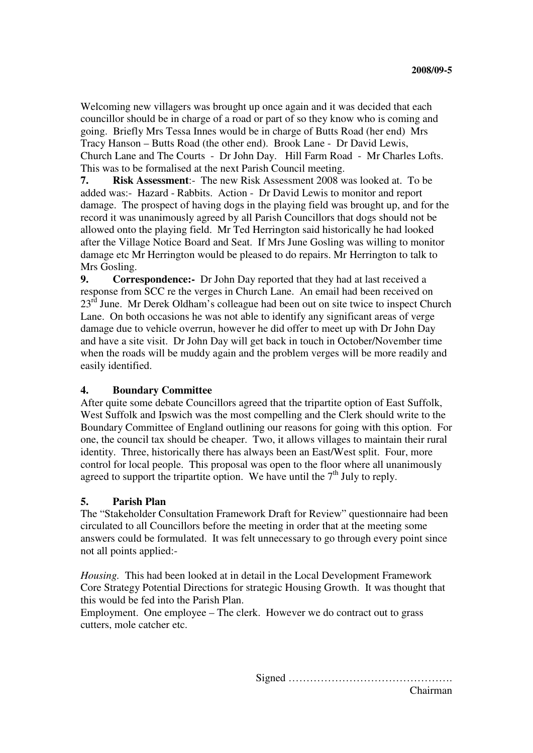Welcoming new villagers was brought up once again and it was decided that each councillor should be in charge of a road or part of so they know who is coming and going. Briefly Mrs Tessa Innes would be in charge of Butts Road (her end) Mrs Tracy Hanson – Butts Road (the other end). Brook Lane - Dr David Lewis, Church Lane and The Courts - Dr John Day. Hill Farm Road - Mr Charles Lofts. This was to be formalised at the next Parish Council meeting.

**7. Risk Assessment**:- The new Risk Assessment 2008 was looked at. To be added was:- Hazard - Rabbits. Action - Dr David Lewis to monitor and report damage. The prospect of having dogs in the playing field was brought up, and for the record it was unanimously agreed by all Parish Councillors that dogs should not be allowed onto the playing field. Mr Ted Herrington said historically he had looked after the Village Notice Board and Seat. If Mrs June Gosling was willing to monitor damage etc Mr Herrington would be pleased to do repairs. Mr Herrington to talk to Mrs Gosling.

**9. Correspondence:-** Dr John Day reported that they had at last received a response from SCC re the verges in Church Lane. An email had been received on 23rd June. Mr Derek Oldham's colleague had been out on site twice to inspect Church Lane. On both occasions he was not able to identify any significant areas of verge damage due to vehicle overrun, however he did offer to meet up with Dr John Day and have a site visit. Dr John Day will get back in touch in October/November time when the roads will be muddy again and the problem verges will be more readily and easily identified.

## 4. Boundary Committee

After quite some debate Councillors agreed that the tripartite option of East Suffolk, West Suffolk and Ipswich was the most compelling and the Clerk should write to the Boundary Committee of England outlining our reasons for going with this option. For one, the council tax should be cheaper. Two, it allows villages to maintain their rural identity. Three, historically there has always been an East/West split. Four, more control for local people. This proposal was open to the floor where all unanimously agreed to support the tripartite option. We have until the 7th July to reply.

## 5. Parish Plan

The "Stakeholder Consultation Framework Draft for Review" questionnaire had been circulated to all Councillors before the meeting in order that at the meeting some answers could be formulated. It was felt unnecessary to go through every point since not all points applied:-

*Housing.* This had been looked at in detail in the Local Development Framework Core Strategy Potential Directions for strategic Housing Growth. It was thought that this would be fed into the Parish Plan.

Employment. One employee – The clerk. However we do contract out to grass cutters, mole catcher etc.

Signed ……………………………………….
Chairman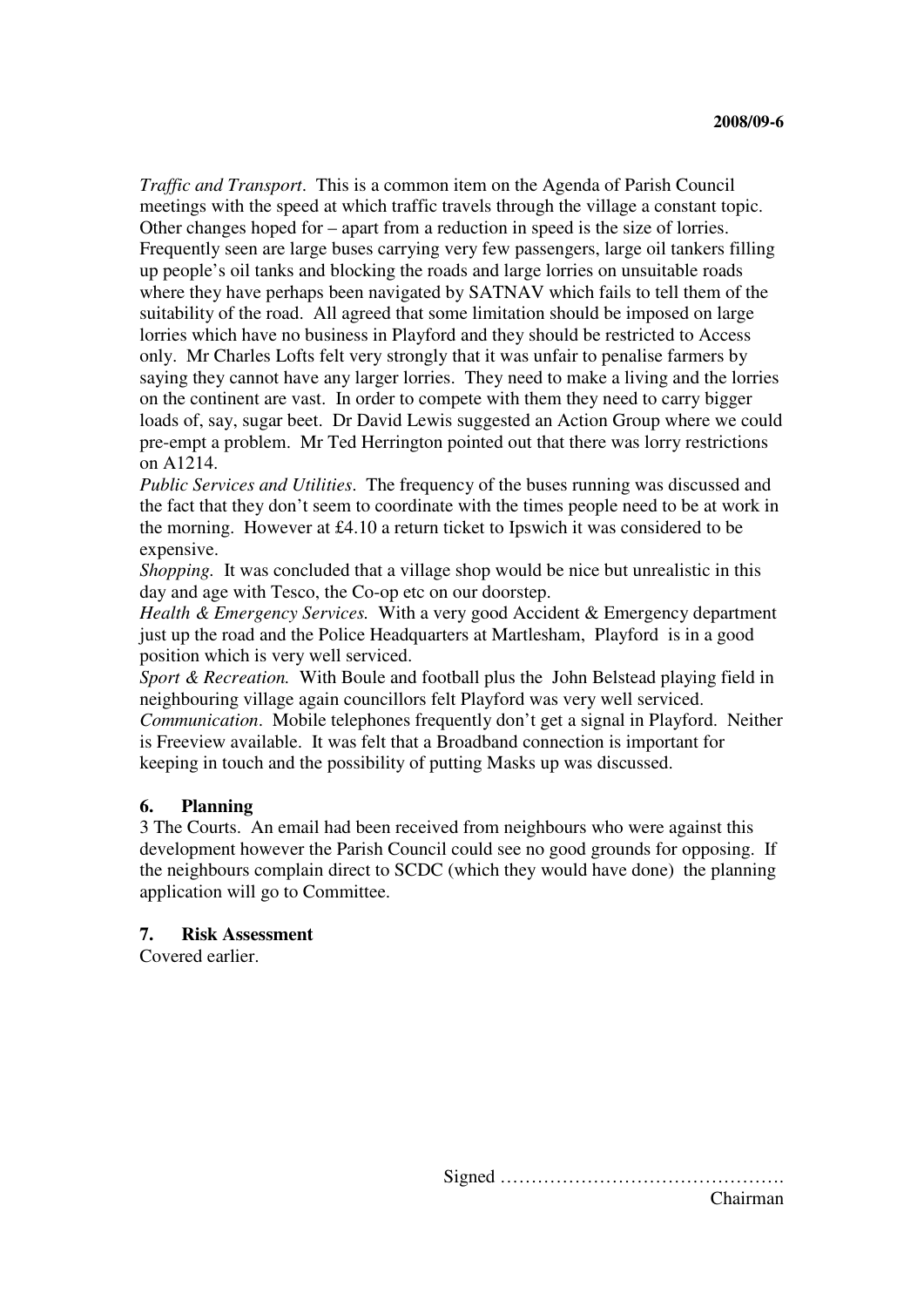*Traffic and Transport*. This is a common item on the Agenda of Parish Council meetings with the speed at which traffic travels through the village a constant topic. Other changes hoped for – apart from a reduction in speed is the size of lorries. Frequently seen are large buses carrying very few passengers, large oil tankers filling up people's oil tanks and blocking the roads and large lorries on unsuitable roads where they have perhaps been navigated by SATNAV which fails to tell them of the suitability of the road. All agreed that some limitation should be imposed on large lorries which have no business in Playford and they should be restricted to Access only. Mr Charles Lofts felt very strongly that it was unfair to penalise farmers by saying they cannot have any larger lorries. They need to make a living and the lorries on the continent are vast. In order to compete with them they need to carry bigger loads of, say, sugar beet. Dr David Lewis suggested an Action Group where we could pre-empt a problem. Mr Ted Herrington pointed out that there was lorry restrictions on A1214.

*Public Services and Utilities*. The frequency of the buses running was discussed and the fact that they don't seem to coordinate with the times people need to be at work in the morning. However at £4.10 a return ticket to Ipswich it was considered to be expensive.

*Shopping.* It was concluded that a village shop would be nice but unrealistic in this day and age with Tesco, the Co-op etc on our doorstep.

*Health & Emergency Services.* With a very good Accident & Emergency department just up the road and the Police Headquarters at Martlesham, Playford is in a good position which is very well serviced.

*Sport & Recreation.* With Boule and football plus the John Belstead playing field in neighbouring village again councillors felt Playford was very well serviced.

*Communication*. Mobile telephones frequently don't get a signal in Playford. Neither is Freeview available. It was felt that a Broadband connection is important for keeping in touch and the possibility of putting Masks up was discussed.

## 6. Planning

3 The Courts. An email had been received from neighbours who were against this development however the Parish Council could see no good grounds for opposing. If the neighbours complain direct to SCDC (which they would have done) the planning application will go to Committee.

## 7. Risk Assessment

Covered earlier.

Signed ……………………………………….
Chairman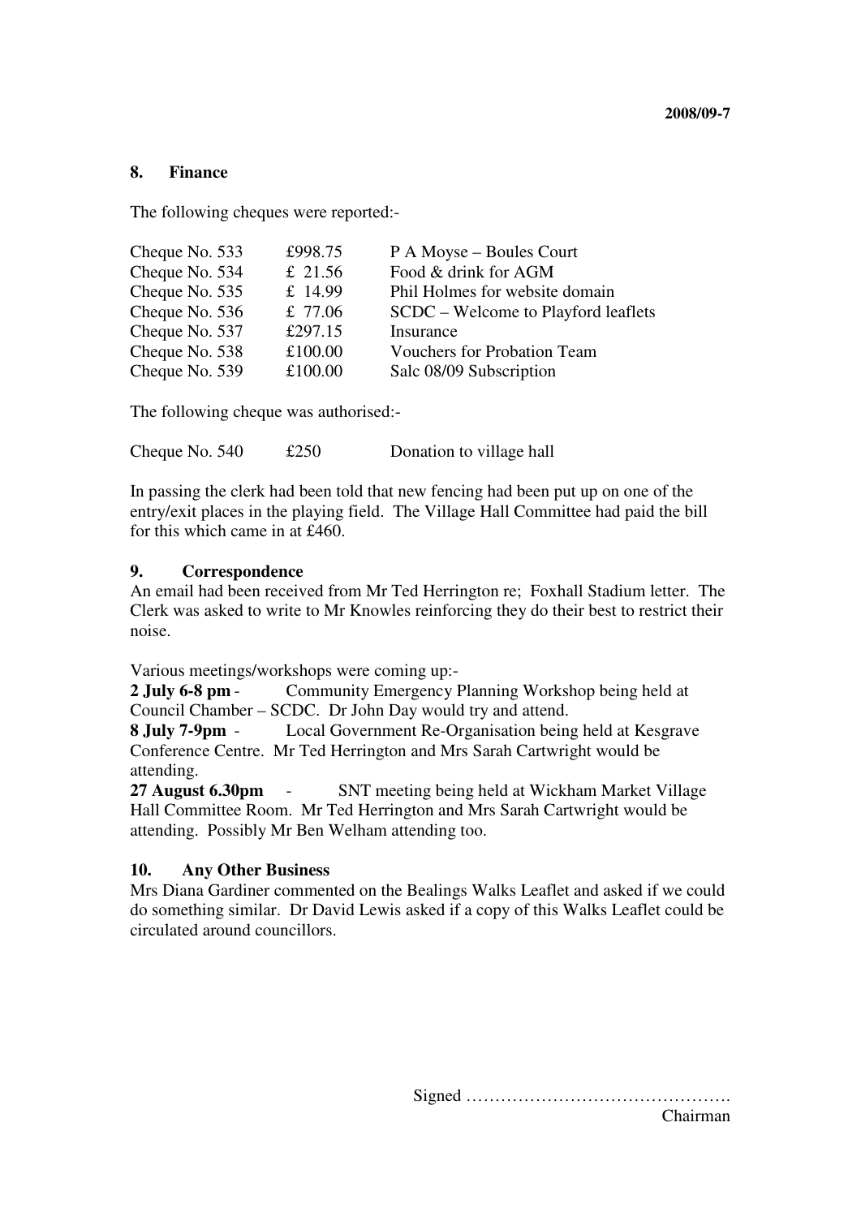2008/09-7

## 8. Finance

The following cheques were reported:-

| | | |
|---|---|---|
| Cheque No. 533 | £998.75 | P A Moyse – Boules Court |
| Cheque No. 534 | £ 21.56 | Food & drink for AGM |
| Cheque No. 535 | £ 14.99 | Phil Holmes for website domain |
| Cheque No. 536 | £ 77.06 | SCDC – Welcome to Playford leaflets |
| Cheque No. 537 | £297.15 | Insurance |
| Cheque No. 538 | £100.00 | Vouchers for Probation Team |
| Cheque No. 539 | £100.00 | Salc 08/09 Subscription |

The following cheque was authorised:-

| | | |
|---|---|---|
| Cheque No. 540 | £250 | Donation to village hall |

In passing the clerk had been told that new fencing had been put up on one of the entry/exit places in the playing field. The Village Hall Committee had paid the bill for this which came in at £460.

## 9. Correspondence

An email had been received from Mr Ted Herrington re; Foxhall Stadium letter. The Clerk was asked to write to Mr Knowles reinforcing they do their best to restrict their noise.

Various meetings/workshops were coming up:-

**2 July 6-8 pm** - Community Emergency Planning Workshop being held at Council Chamber – SCDC. Dr John Day would try and attend.

**8 July 7-9pm** - Local Government Re-Organisation being held at Kesgrave Conference Centre. Mr Ted Herrington and Mrs Sarah Cartwright would be attending.

**27 August 6.30pm** - SNT meeting being held at Wickham Market Village Hall Committee Room. Mr Ted Herrington and Mrs Sarah Cartwright would be attending. Possibly Mr Ben Welham attending too.

## 10. Any Other Business

Mrs Diana Gardiner commented on the Bealings Walks Leaflet and asked if we could do something similar. Dr David Lewis asked if a copy of this Walks Leaflet could be circulated around councillors.

Signed ……………………………………….
Chairman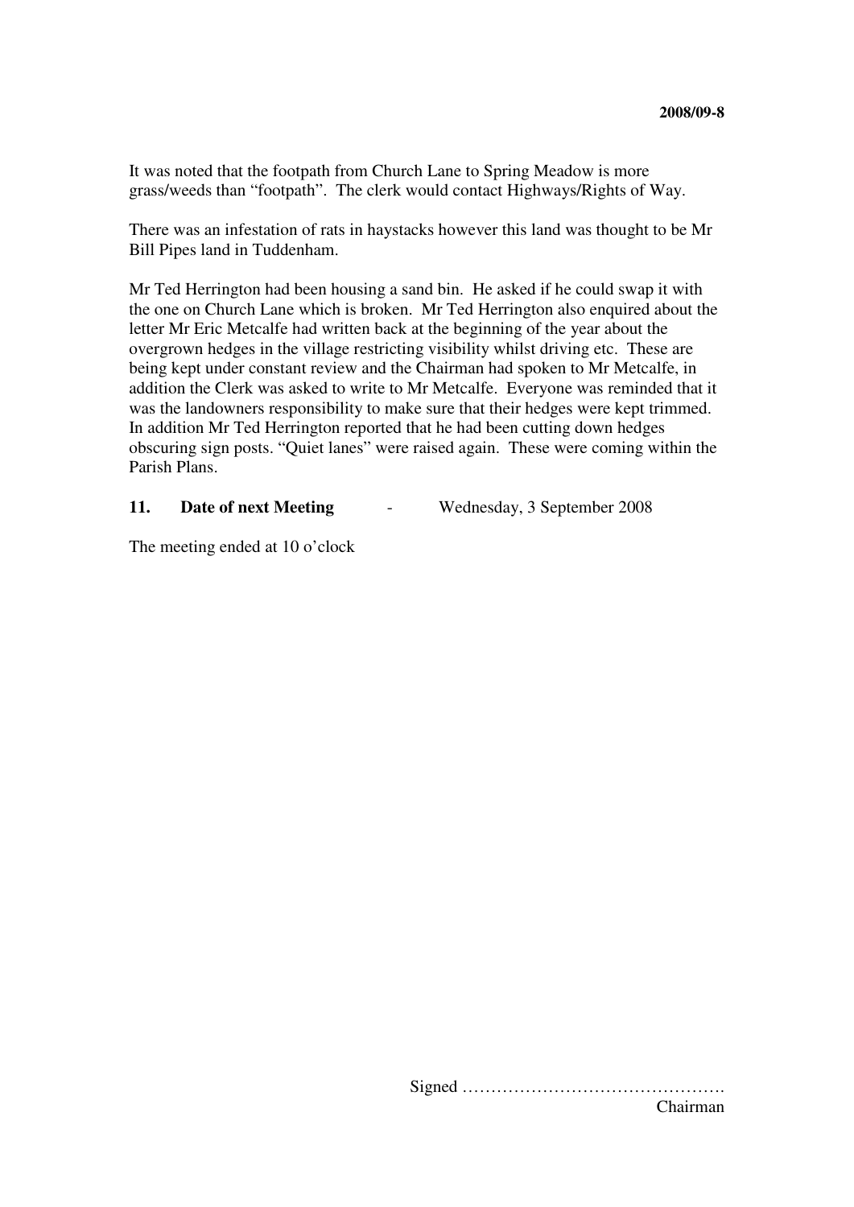It was noted that the footpath from Church Lane to Spring Meadow is more grass/weeds than "footpath". The clerk would contact Highways/Rights of Way.

There was an infestation of rats in haystacks however this land was thought to be Mr Bill Pipes land in Tuddenham.

Mr Ted Herrington had been housing a sand bin. He asked if he could swap it with the one on Church Lane which is broken. Mr Ted Herrington also enquired about the letter Mr Eric Metcalfe had written back at the beginning of the year about the overgrown hedges in the village restricting visibility whilst driving etc. These are being kept under constant review and the Chairman had spoken to Mr Metcalfe, in addition the Clerk was asked to write to Mr Metcalfe. Everyone was reminded that it was the landowners responsibility to make sure that their hedges were kept trimmed. In addition Mr Ted Herrington reported that he had been cutting down hedges obscuring sign posts. "Quiet lanes" were raised again. These were coming within the Parish Plans.

**11. Date of next Meeting** - Wednesday, 3 September 2008

The meeting ended at 10 o'clock

Signed ……………………………………….
Chairman